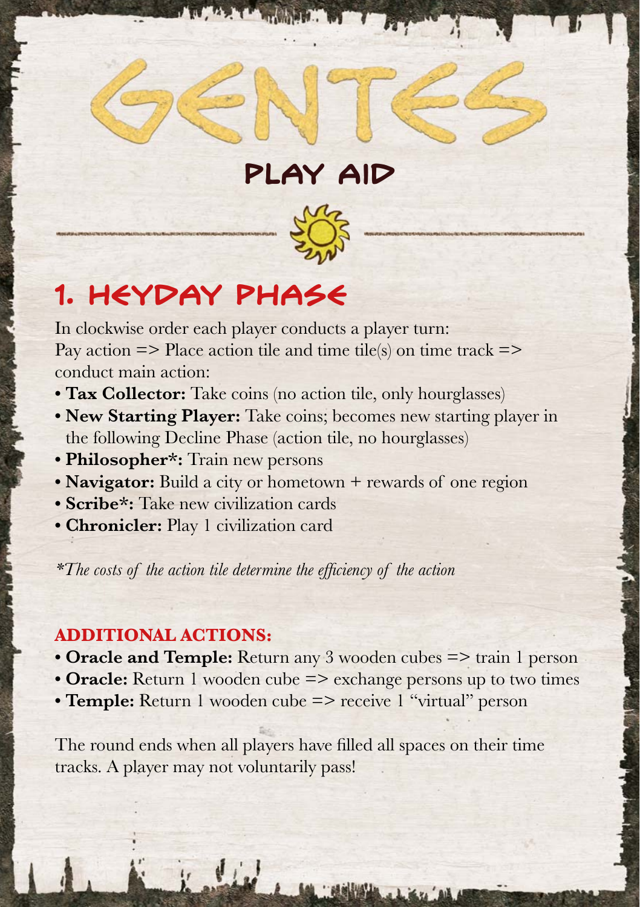# GENTES

## PLAY AID

## 1. HEYDAY PHASE

In clockwise order each player conducts a player turn:
Pay action => Place action tile and time tile(s) on time track => conduct main action:

- **Tax Collector:** Take coins (no action tile, only hourglasses)
- **New Starting Player:** Take coins; becomes new starting player in the following Decline Phase (action tile, no hourglasses)
- **Philosopher*:** Train new persons
- **Navigator:** Build a city or hometown + rewards of one region
- **Scribe*:** Take new civilization cards
- **Chronicler:** Play 1 civilization card

*\*The costs of the action tile determine the efficiency of the action*

### ADDITIONAL ACTIONS:

- **Oracle and Temple:** Return any 3 wooden cubes => train 1 person
- **Oracle:** Return 1 wooden cube => exchange persons up to two times
- **Temple:** Return 1 wooden cube => receive 1 "virtual" person

The round ends when all players have filled all spaces on their time tracks. A player may not voluntarily pass!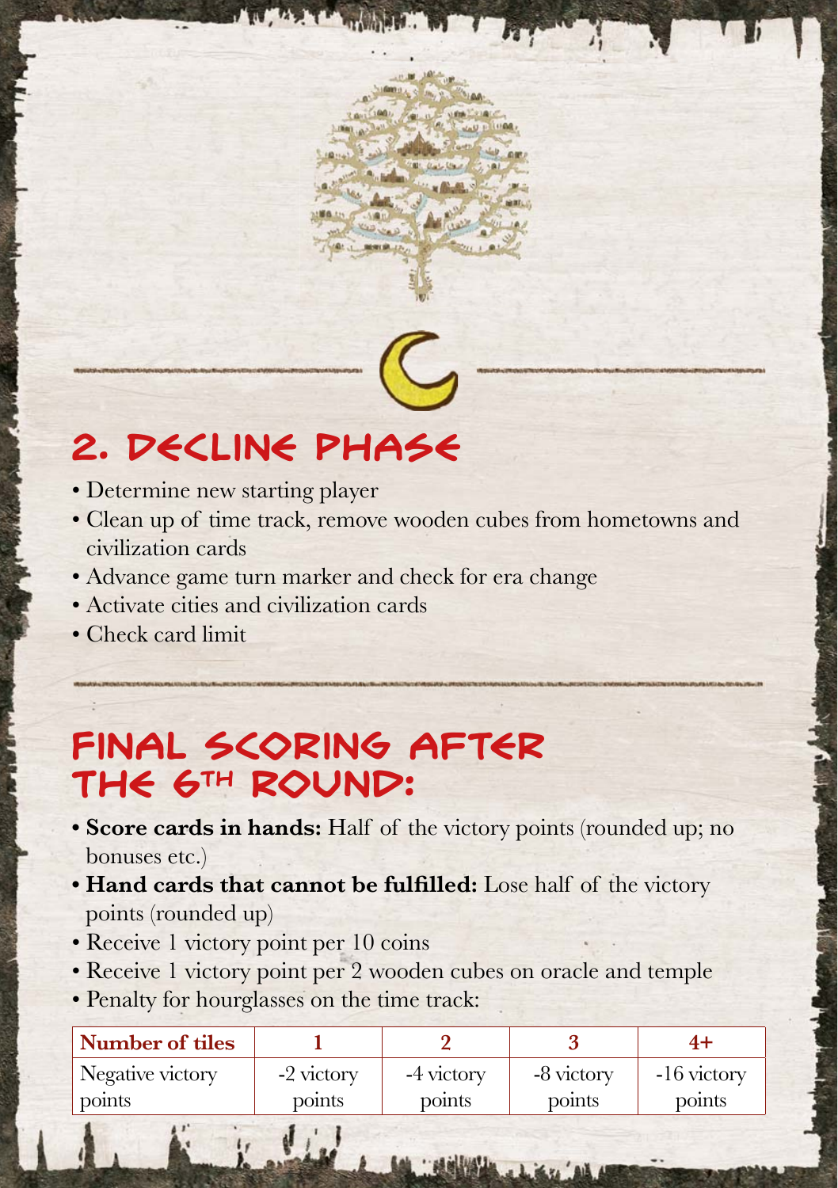## 2. Decline Phase

- Determine new starting player
- Clean up of time track, remove wooden cubes from hometowns and civilization cards
- Advance game turn marker and check for era change
- Activate cities and civilization cards
- Check card limit

## Final Scoring after the 6th Round:

- **Score cards in hands:** Half of the victory points (rounded up; no bonuses etc.)
- **Hand cards that cannot be fulfilled:** Lose half of the victory points (rounded up)
- Receive 1 victory point per 10 coins
- Receive 1 victory point per 2 wooden cubes on oracle and temple
- Penalty for hourglasses on the time track:

| **Number of tiles** | **1** | **2** | **3** | **4+** |
|---|---|---|---|---|
| Negative victory points | -2 victory points | -4 victory points | -8 victory points | -16 victory points |